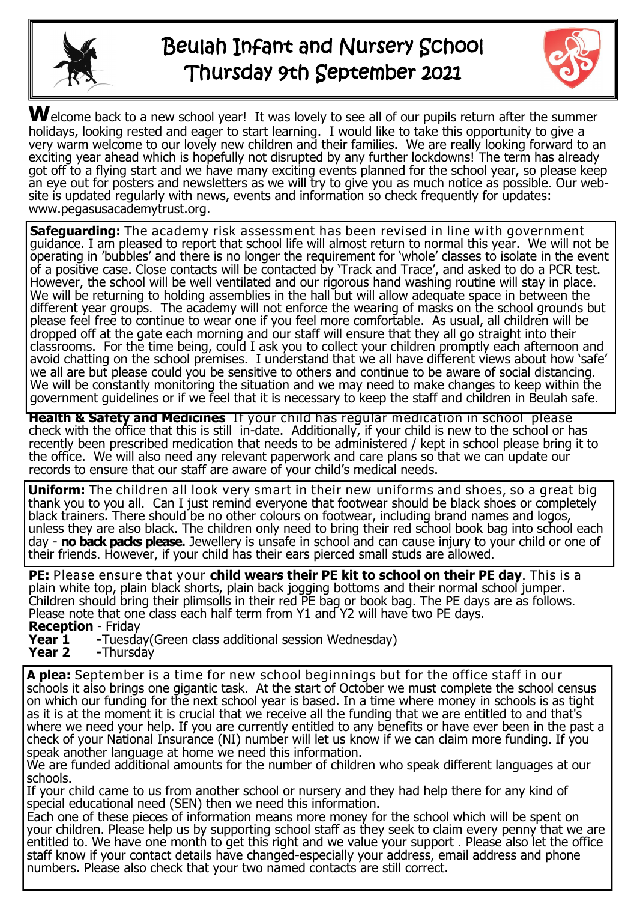# Beulah Infant and Nursery School
## Thursday 9th September 2021

**W**elcome back to a new school year! It was lovely to see all of our pupils return after the summer holidays, looking rested and eager to start learning. I would like to take this opportunity to give a very warm welcome to our lovely new children and their families. We are really looking forward to an exciting year ahead which is hopefully not disrupted by any further lockdowns! The term has already got off to a flying start and we have many exciting events planned for the school year, so please keep an eye out for posters and newsletters as we will try to give you as much notice as possible. Our web-site is updated regularly with news, events and information so check frequently for updates: www.pegasusacademytrust.org.

**Safeguarding:** The academy risk assessment has been revised in line with government guidance. I am pleased to report that school life will almost return to normal this year. We will not be operating in 'bubbles' and there is no longer the requirement for 'whole' classes to isolate in the event of a positive case. Close contacts will be contacted by 'Track and Trace', and asked to do a PCR test. However, the school will be well ventilated and our rigorous hand washing routine will stay in place. We will be returning to holding assemblies in the hall but will allow adequate space in between the different year groups. The academy will not enforce the wearing of masks on the school grounds but please feel free to continue to wear one if you feel more comfortable. As usual, all children will be dropped off at the gate each morning and our staff will ensure that they all go straight into their classrooms. For the time being, could I ask you to collect your children promptly each afternoon and avoid chatting on the school premises. I understand that we all have different views about how 'safe' we all are but please could you be sensitive to others and continue to be aware of social distancing. We will be constantly monitoring the situation and we may need to make changes to keep within the government guidelines or if we feel that it is necessary to keep the staff and children in Beulah safe.

**Health & Safety and Medicines** If your child has regular medication in school please check with the office that this is still in-date. Additionally, if your child is new to the school or has recently been prescribed medication that needs to be administered / kept in school please bring it to the office. We will also need any relevant paperwork and care plans so that we can update our records to ensure that our staff are aware of your child's medical needs.

**Uniform:** The children all look very smart in their new uniforms and shoes, so a great big thank you to you all. Can I just remind everyone that footwear should be black shoes or completely black trainers. There should be no other colours on footwear, including brand names and logos, unless they are also black. The children only need to bring their red school book bag into school each day - **no back packs please.** Jewellery is unsafe in school and can cause injury to your child or one of their friends. However, if your child has their ears pierced small studs are allowed.

**PE:** Please ensure that your **child wears their PE kit to school on their PE day**. This is a plain white top, plain black shorts, plain back jogging bottoms and their normal school jumper. Children should bring their plimsolls in their red PE bag or book bag. The PE days are as follows. Please note that one class each half term from Y1 and Y2 will have two PE days.

**Reception** - Friday
**Year 1** -Tuesday(Green class additional session Wednesday)
**Year 2** -Thursday

**A plea:** September is a time for new school beginnings but for the office staff in our schools it also brings one gigantic task. At the start of October we must complete the school census on which our funding for the next school year is based. In a time where money in schools is as tight as it is at the moment it is crucial that we receive all the funding that we are entitled to and that's where we need your help. If you are currently entitled to any benefits or have ever been in the past a check of your National Insurance (NI) number will let us know if we can claim more funding. If you speak another language at home we need this information.

We are funded additional amounts for the number of children who speak different languages at our schools.

If your child came to us from another school or nursery and they had help there for any kind of special educational need (SEN) then we need this information.

Each one of these pieces of information means more money for the school which will be spent on your children. Please help us by supporting school staff as they seek to claim every penny that we are entitled to. We have one month to get this right and we value your support . Please also let the office staff know if your contact details have changed-especially your address, email address and phone numbers. Please also check that your two named contacts are still correct.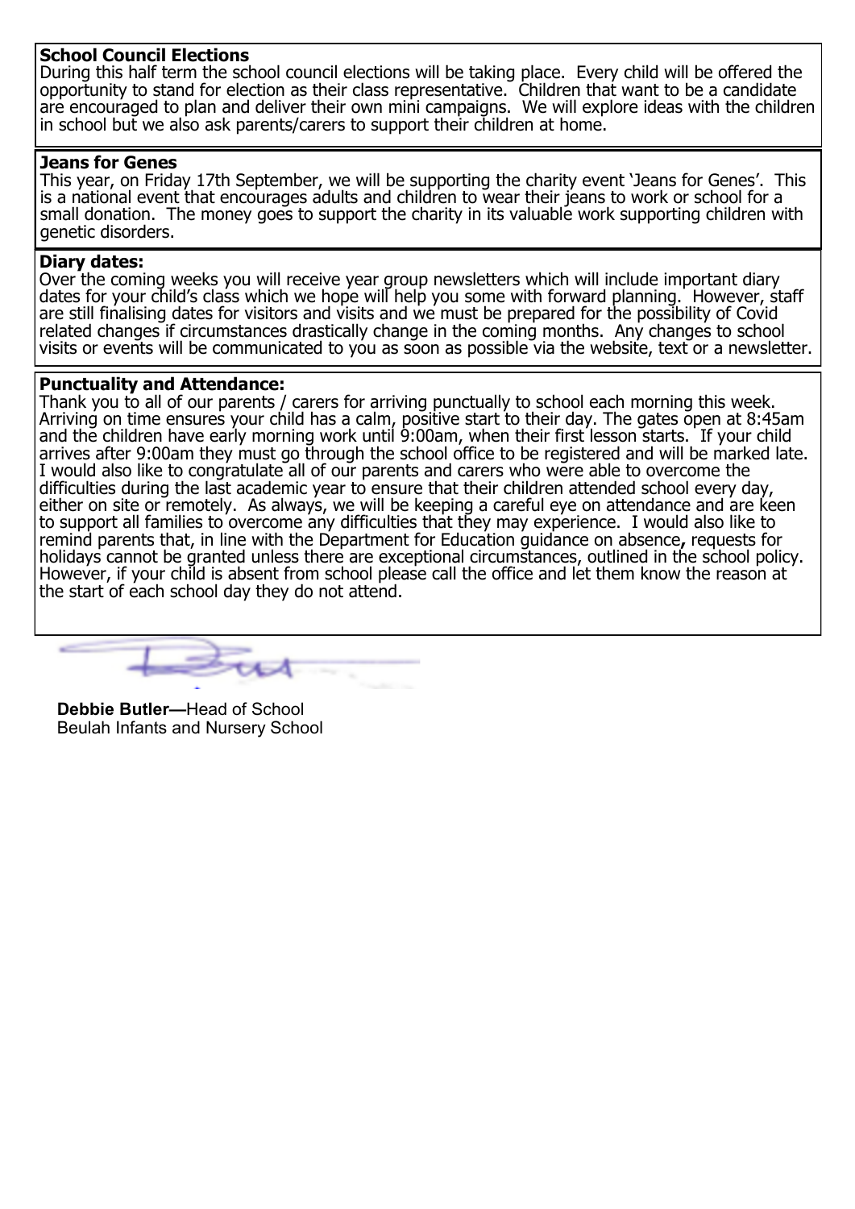**School Council Elections**

During this half term the school council elections will be taking place. Every child will be offered the opportunity to stand for election as their class representative. Children that want to be a candidate are encouraged to plan and deliver their own mini campaigns. We will explore ideas with the children in school but we also ask parents/carers to support their children at home.

**Jeans for Genes**

This year, on Friday 17th September, we will be supporting the charity event 'Jeans for Genes'. This is a national event that encourages adults and children to wear their jeans to work or school for a small donation. The money goes to support the charity in its valuable work supporting children with genetic disorders.

**Diary dates:**

Over the coming weeks you will receive year group newsletters which will include important diary dates for your child's class which we hope will help you some with forward planning. However, staff are still finalising dates for visitors and visits and we must be prepared for the possibility of Covid related changes if circumstances drastically change in the coming months. Any changes to school visits or events will be communicated to you as soon as possible via the website, text or a newsletter.

**Punctuality and Attendance:**

Thank you to all of our parents / carers for arriving punctually to school each morning this week. Arriving on time ensures your child has a calm, positive start to their day. The gates open at 8:45am and the children have early morning work until 9:00am, when their first lesson starts. If your child arrives after 9:00am they must go through the school office to be registered and will be marked late. I would also like to congratulate all of our parents and carers who were able to overcome the difficulties during the last academic year to ensure that their children attended school every day, either on site or remotely. As always, we will be keeping a careful eye on attendance and are keen to support all families to overcome any difficulties that they may experience. I would also like to remind parents that, in line with the Department for Education guidance on absence**,** requests for holidays cannot be granted unless there are exceptional circumstances, outlined in the school policy. However, if your child is absent from school please call the office and let them know the reason at the start of each school day they do not attend.

**Debbie Butler—**Head of School
Beulah Infants and Nursery School